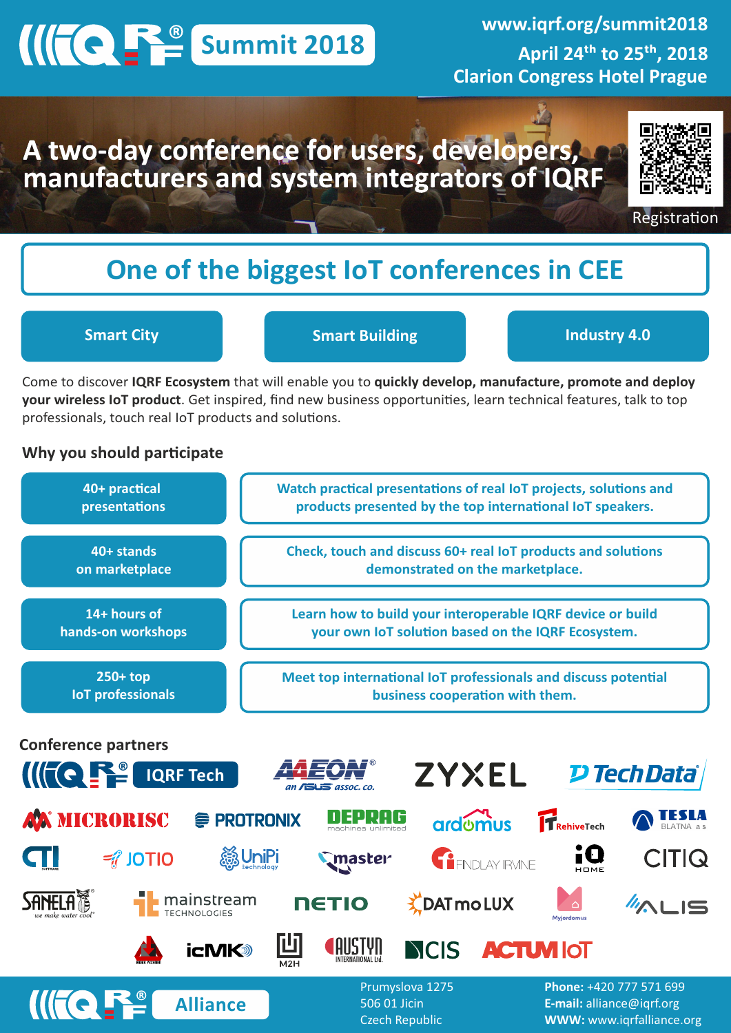# IQRF Summit 2018

www.iqrf.org/summit2018

April 24$^{th}$ to 25$^{th}$, 2018

Clarion Congress Hotel Prague

## A two-day conference for users, developers, manufacturers and system integrators of IQRF

Registration

## One of the biggest IoT conferences in CEE

**Smart City** | **Smart Building** | **Industry 4.0**

Come to discover **IQRF Ecosystem** that will enable you to **quickly develop, manufacture, promote and deploy your wireless IoT product**. Get inspired, find new business opportunities, learn technical features, talk to top professionals, touch real IoT products and solutions.

### Why you should participate

| | |
|---|---|
| **40+ practical presentations** | Watch practical presentations of real IoT projects, solutions and products presented by the top international IoT speakers. |
| **40+ stands on marketplace** | Check, touch and discuss 60+ real IoT products and solutions demonstrated on the marketplace. |
| **14+ hours of hands-on workshops** | Learn how to build your interoperable IQRF device or build your own IoT solution based on the IQRF Ecosystem. |
| **250+ top IoT professionals** | Meet top international IoT professionals and discuss potential business cooperation with them. |

### Conference partners

IQRF Tech, AAEON (an ASUS assoc. co.), ZYXEL, TechData, MICRORISC, PROTRONIX, DEPRAG (machines unlimited), ardomus, RehiveTech, TESLA BLATNA a.s., CTI Software, JOTIO, UniPi technology, master, FINDLAY IRVINE, iQ HOME, CITIQ, SANELA (we make water cool), mainstream TECHNOLOGIES, NETIO, DATmoLUX, Myjordomus, ALIS, icMK, M2H, AUSTYN INTERNATIONAL Ltd., CIS, ACTUM IoT

**IQRF Alliance**

Prumyslova 1275
506 01 Jicin
Czech Republic

**Phone:** +420 777 571 699
**E-mail:** alliance@iqrf.org
**WWW:** www.iqrfalliance.org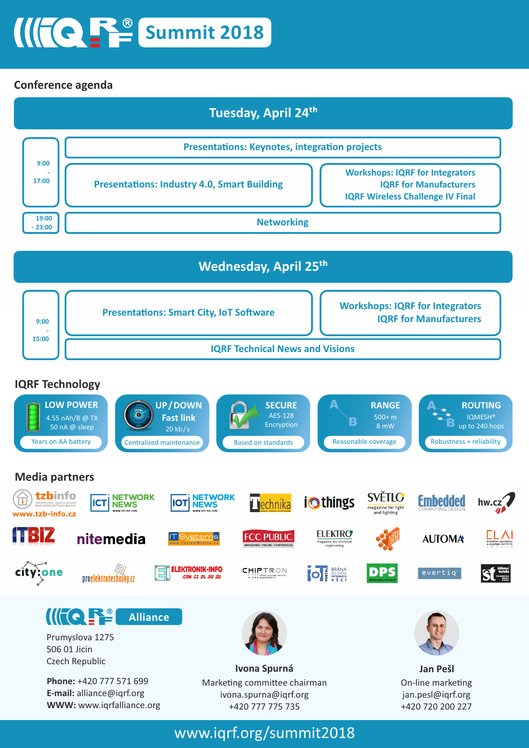# IQRF Summit 2018

## Conference agenda

### Tuesday, April 24th

**9:00 - 17:00**

- Presentations: Keynotes, integration projects
- Presentations: Industry 4.0, Smart Building
- Workshops: IQRF for Integrators
- IQRF for Manufacturers
- IQRF Wireless Challenge IV Final

**19:00 - 23:00**

- Networking

### Wednesday, April 25th

**9:00 - 15:00**

- Presentations: Smart City, IoT Software
- Workshops: IQRF for Integrators
- IQRF for Manufacturers
- IQRF Technical News and Visions

## IQRF Technology

**LOW POWER**
4.55 nAh/B @ TX
50 nA @ sleep
Years on AA battery

**UP/DOWN**
Fast link
20 kb/s
Centralized maintenance

**SECURE**
AES-128
Encryption
Based on standards

**RANGE**
500+ m
8 mW
Reasonable coverage

**ROUTING**
IQMESH®
up to 240 hops
Robustness + reliability

## Media partners

tzbinfo (www.tzb-info.cz), ICT Network News, IOT Network News, Technika, iothings, SVĚTLO, Embedded Computing Design, hw.cz, ITBIZ, nitemedia, IT Systems, FCC Public, Elektro, AUTOMA, ELAI, city:one, proelektrotechniky.cz, Elektronik-Info, Chiptron, IoT Portál, DPS, evertiq, Sdělovací technika

## IQRF Alliance

Prumyslova 1275
506 01 Jicin
Czech Republic

**Phone:** +420 777 571 699
**E-mail:** alliance@iqrf.org
**WWW:** www.iqrfalliance.org

**Ivona Spurná**
Marketing committee chairman
ivona.spurna@iqrf.org
+420 777 775 735

**Jan Pešl**
On-line marketing
jan.pesl@iqrf.org
+420 720 200 227

www.iqrf.org/summit2018